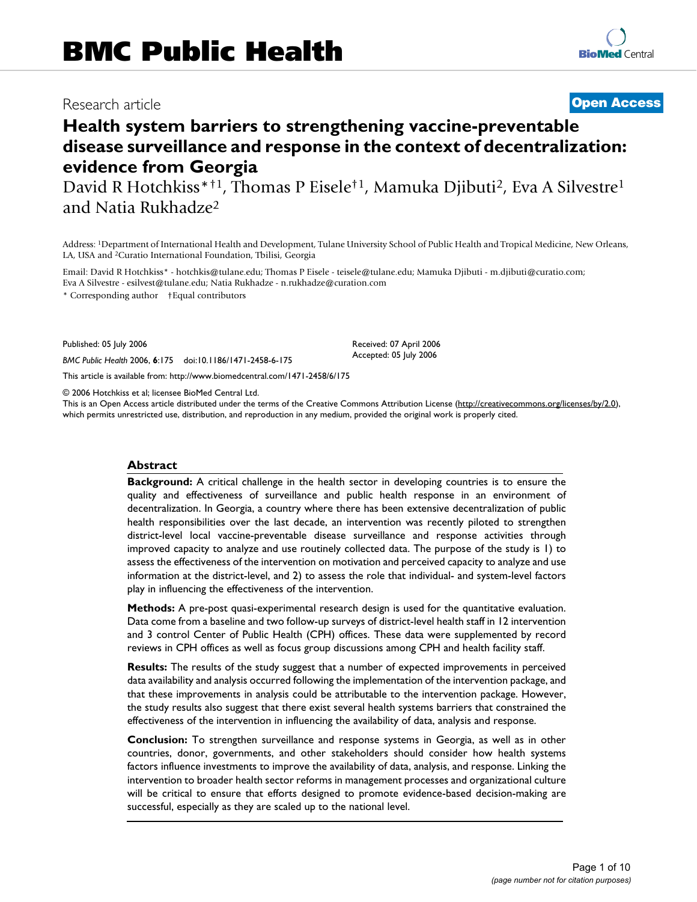# Health system barriers to strengthening vaccine-preventable disease surveillance and response in the context of decentralization: evidence from Georgia

David R Hotchkiss*†1, Thomas P Eisele†1, Mamuka Djibuti[2], Eva A Silvestre[1] and Natia Rukhadze[2]

Address: [1]Department of International Health and Development, Tulane University School of Public Health and Tropical Medicine, New Orleans, LA, USA and [2]Curatio International Foundation, Tbilisi, Georgia

Email: David R Hotchkiss* - hotchkis@tulane.edu; Thomas P Eisele - teisele@tulane.edu; Mamuka Djibuti - m.djibuti@curatio.com; Eva A Silvestre - esilvest@tulane.edu; Natia Rukhadze - n.rukhadze@curation.com

* Corresponding author †Equal contributors

Published: 05 July 2006

*BMC Public Health* 2006, **6**:175 doi:10.1186/1471-2458-6-175

Received: 07 April 2006

Accepted: 05 July 2006

This article is available from: http://www.biomedcentral.com/1471-2458/6/175

© 2006 Hotchkiss et al; licensee BioMed Central Ltd.

This is an Open Access article distributed under the terms of the Creative Commons Attribution License (http://creativecommons.org/licenses/by/2.0), which permits unrestricted use, distribution, and reproduction in any medium, provided the original work is properly cited.

## Abstract

**Background:** A critical challenge in the health sector in developing countries is to ensure the quality and effectiveness of surveillance and public health response in an environment of decentralization. In Georgia, a country where there has been extensive decentralization of public health responsibilities over the last decade, an intervention was recently piloted to strengthen district-level local vaccine-preventable disease surveillance and response activities through improved capacity to analyze and use routinely collected data. The purpose of the study is 1) to assess the effectiveness of the intervention on motivation and perceived capacity to analyze and use information at the district-level, and 2) to assess the role that individual- and system-level factors play in influencing the effectiveness of the intervention.

**Methods:** A pre-post quasi-experimental research design is used for the quantitative evaluation. Data come from a baseline and two follow-up surveys of district-level health staff in 12 intervention and 3 control Center of Public Health (CPH) offices. These data were supplemented by record reviews in CPH offices as well as focus group discussions among CPH and health facility staff.

**Results:** The results of the study suggest that a number of expected improvements in perceived data availability and analysis occurred following the implementation of the intervention package, and that these improvements in analysis could be attributable to the intervention package. However, the study results also suggest that there exist several health systems barriers that constrained the effectiveness of the intervention in influencing the availability of data, analysis and response.

**Conclusion:** To strengthen surveillance and response systems in Georgia, as well as in other countries, donor, governments, and other stakeholders should consider how health systems factors influence investments to improve the availability of data, analysis, and response. Linking the intervention to broader health sector reforms in management processes and organizational culture will be critical to ensure that efforts designed to promote evidence-based decision-making are successful, especially as they are scaled up to the national level.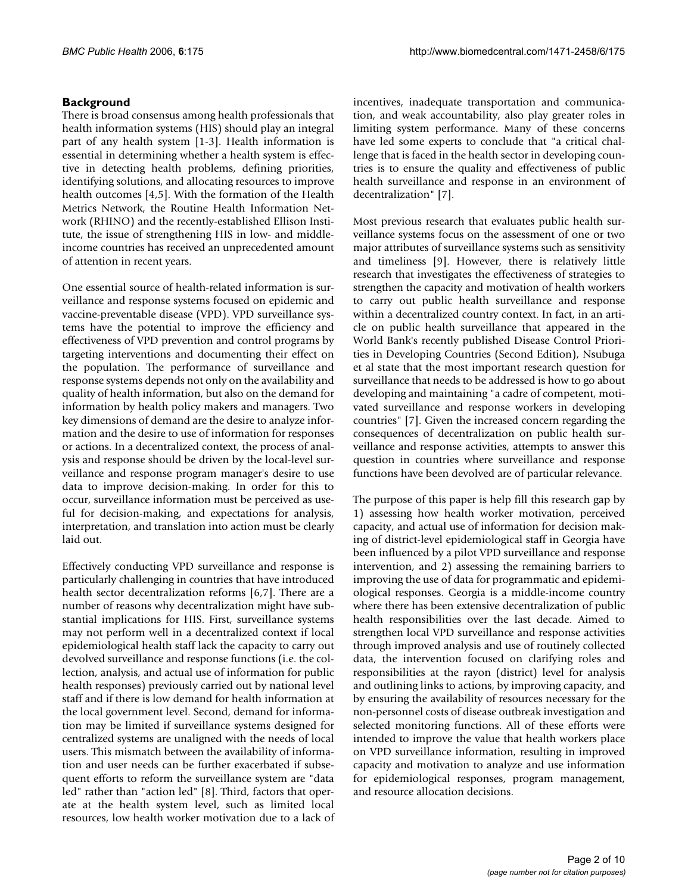## Background

There is broad consensus among health professionals that health information systems (HIS) should play an integral part of any health system [1-3]. Health information is essential in determining whether a health system is effective in detecting health problems, defining priorities, identifying solutions, and allocating resources to improve health outcomes [4,5]. With the formation of the Health Metrics Network, the Routine Health Information Network (RHINO) and the recently-established Ellison Institute, the issue of strengthening HIS in low- and middle-income countries has received an unprecedented amount of attention in recent years.

One essential source of health-related information is surveillance and response systems focused on epidemic and vaccine-preventable disease (VPD). VPD surveillance systems have the potential to improve the efficiency and effectiveness of VPD prevention and control programs by targeting interventions and documenting their effect on the population. The performance of surveillance and response systems depends not only on the availability and quality of health information, but also on the demand for information by health policy makers and managers. Two key dimensions of demand are the desire to analyze information and the desire to use of information for responses or actions. In a decentralized context, the process of analysis and response should be driven by the local-level surveillance and response program manager's desire to use data to improve decision-making. In order for this to occur, surveillance information must be perceived as useful for decision-making, and expectations for analysis, interpretation, and translation into action must be clearly laid out.

Effectively conducting VPD surveillance and response is particularly challenging in countries that have introduced health sector decentralization reforms [6,7]. There are a number of reasons why decentralization might have substantial implications for HIS. First, surveillance systems may not perform well in a decentralized context if local epidemiological health staff lack the capacity to carry out devolved surveillance and response functions (i.e. the collection, analysis, and actual use of information for public health responses) previously carried out by national level staff and if there is low demand for health information at the local government level. Second, demand for information may be limited if surveillance systems designed for centralized systems are unaligned with the needs of local users. This mismatch between the availability of information and user needs can be further exacerbated if subsequent efforts to reform the surveillance system are "data led" rather than "action led" [8]. Third, factors that operate at the health system level, such as limited local resources, low health worker motivation due to a lack of incentives, inadequate transportation and communication, and weak accountability, also play greater roles in limiting system performance. Many of these concerns have led some experts to conclude that "a critical challenge that is faced in the health sector in developing countries is to ensure the quality and effectiveness of public health surveillance and response in an environment of decentralization" [7].

Most previous research that evaluates public health surveillance systems focus on the assessment of one or two major attributes of surveillance systems such as sensitivity and timeliness [9]. However, there is relatively little research that investigates the effectiveness of strategies to strengthen the capacity and motivation of health workers to carry out public health surveillance and response within a decentralized country context. In fact, in an article on public health surveillance that appeared in the World Bank's recently published Disease Control Priorities in Developing Countries (Second Edition), Nsubuga et al state that the most important research question for surveillance that needs to be addressed is how to go about developing and maintaining "a cadre of competent, motivated surveillance and response workers in developing countries" [7]. Given the increased concern regarding the consequences of decentralization on public health surveillance and response activities, attempts to answer this question in countries where surveillance and response functions have been devolved are of particular relevance.

The purpose of this paper is help fill this research gap by 1) assessing how health worker motivation, perceived capacity, and actual use of information for decision making of district-level epidemiological staff in Georgia have been influenced by a pilot VPD surveillance and response intervention, and 2) assessing the remaining barriers to improving the use of data for programmatic and epidemiological responses. Georgia is a middle-income country where there has been extensive decentralization of public health responsibilities over the last decade. Aimed to strengthen local VPD surveillance and response activities through improved analysis and use of routinely collected data, the intervention focused on clarifying roles and responsibilities at the rayon (district) level for analysis and outlining links to actions, by improving capacity, and by ensuring the availability of resources necessary for the non-personnel costs of disease outbreak investigation and selected monitoring functions. All of these efforts were intended to improve the value that health workers place on VPD surveillance information, resulting in improved capacity and motivation to analyze and use information for epidemiological responses, program management, and resource allocation decisions.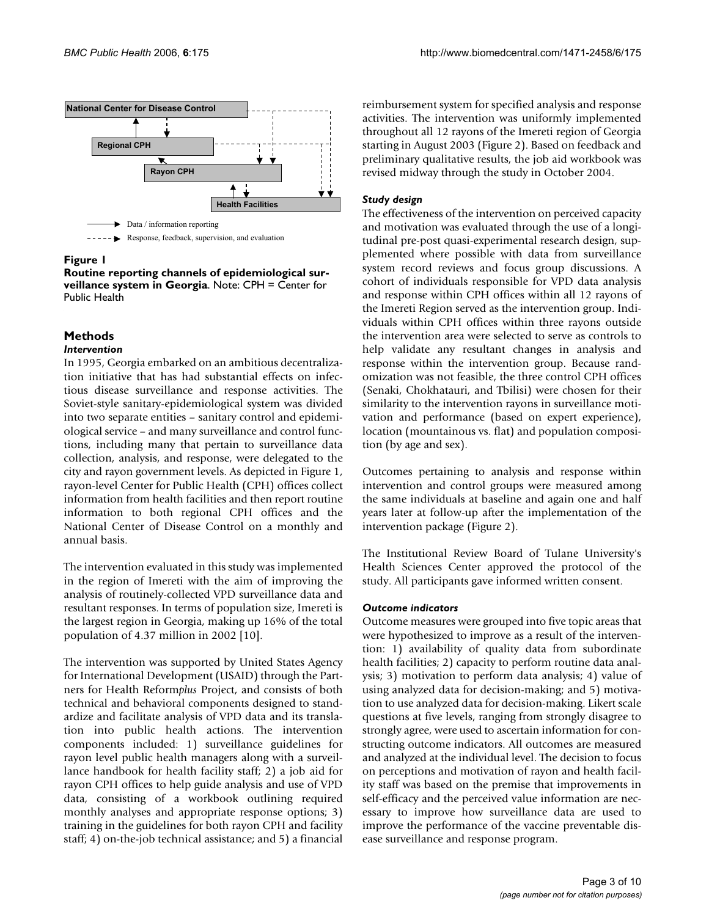**Figure 1**

**Routine reporting channels of epidemiological surveillance system in Georgia**. Note: CPH = Center for Public Health

## Methods

### *Intervention*

In 1995, Georgia embarked on an ambitious decentralization initiative that has had substantial effects on infectious disease surveillance and response activities. The Soviet-style sanitary-epidemiological system was divided into two separate entities – sanitary control and epidemiological service – and many surveillance and control functions, including many that pertain to surveillance data collection, analysis, and response, were delegated to the city and rayon government levels. As depicted in Figure 1, rayon-level Center for Public Health (CPH) offices collect information from health facilities and then report routine information to both regional CPH offices and the National Center of Disease Control on a monthly and annual basis.

The intervention evaluated in this study was implemented in the region of Imereti with the aim of improving the analysis of routinely-collected VPD surveillance data and resultant responses. In terms of population size, Imereti is the largest region in Georgia, making up 16% of the total population of 4.37 million in 2002 [10].

The intervention was supported by United States Agency for International Development (USAID) through the Partners for Health Reform*plus* Project, and consists of both technical and behavioral components designed to standardize and facilitate analysis of VPD data and its translation into public health actions. The intervention components included: 1) surveillance guidelines for rayon level public health managers along with a surveillance handbook for health facility staff; 2) a job aid for rayon CPH offices to help guide analysis and use of VPD data, consisting of a workbook outlining required monthly analyses and appropriate response options; 3) training in the guidelines for both rayon CPH and facility staff; 4) on-the-job technical assistance; and 5) a financial reimbursement system for specified analysis and response activities. The intervention was uniformly implemented throughout all 12 rayons of the Imereti region of Georgia starting in August 2003 (Figure 2). Based on feedback and preliminary qualitative results, the job aid workbook was revised midway through the study in October 2004.

### *Study design*

The effectiveness of the intervention on perceived capacity and motivation was evaluated through the use of a longitudinal pre-post quasi-experimental research design, supplemented where possible with data from surveillance system record reviews and focus group discussions. A cohort of individuals responsible for VPD data analysis and response within CPH offices within all 12 rayons of the Imereti Region served as the intervention group. Individuals within CPH offices within three rayons outside the intervention area were selected to serve as controls to help validate any resultant changes in analysis and response within the intervention group. Because randomization was not feasible, the three control CPH offices (Senaki, Chokhatauri, and Tbilisi) were chosen for their similarity to the intervention rayons in surveillance motivation and performance (based on expert experience), location (mountainous vs. flat) and population composition (by age and sex).

Outcomes pertaining to analysis and response within intervention and control groups were measured among the same individuals at baseline and again one and half years later at follow-up after the implementation of the intervention package (Figure 2).

The Institutional Review Board of Tulane University's Health Sciences Center approved the protocol of the study. All participants gave informed written consent.

### *Outcome indicators*

Outcome measures were grouped into five topic areas that were hypothesized to improve as a result of the intervention: 1) availability of quality data from subordinate health facilities; 2) capacity to perform routine data analysis; 3) motivation to perform data analysis; 4) value of using analyzed data for decision-making; and 5) motivation to use analyzed data for decision-making. Likert scale questions at five levels, ranging from strongly disagree to strongly agree, were used to ascertain information for constructing outcome indicators. All outcomes are measured and analyzed at the individual level. The decision to focus on perceptions and motivation of rayon and health facility staff was based on the premise that improvements in self-efficacy and the perceived value information are necessary to improve how surveillance data are used to improve the performance of the vaccine preventable disease surveillance and response program.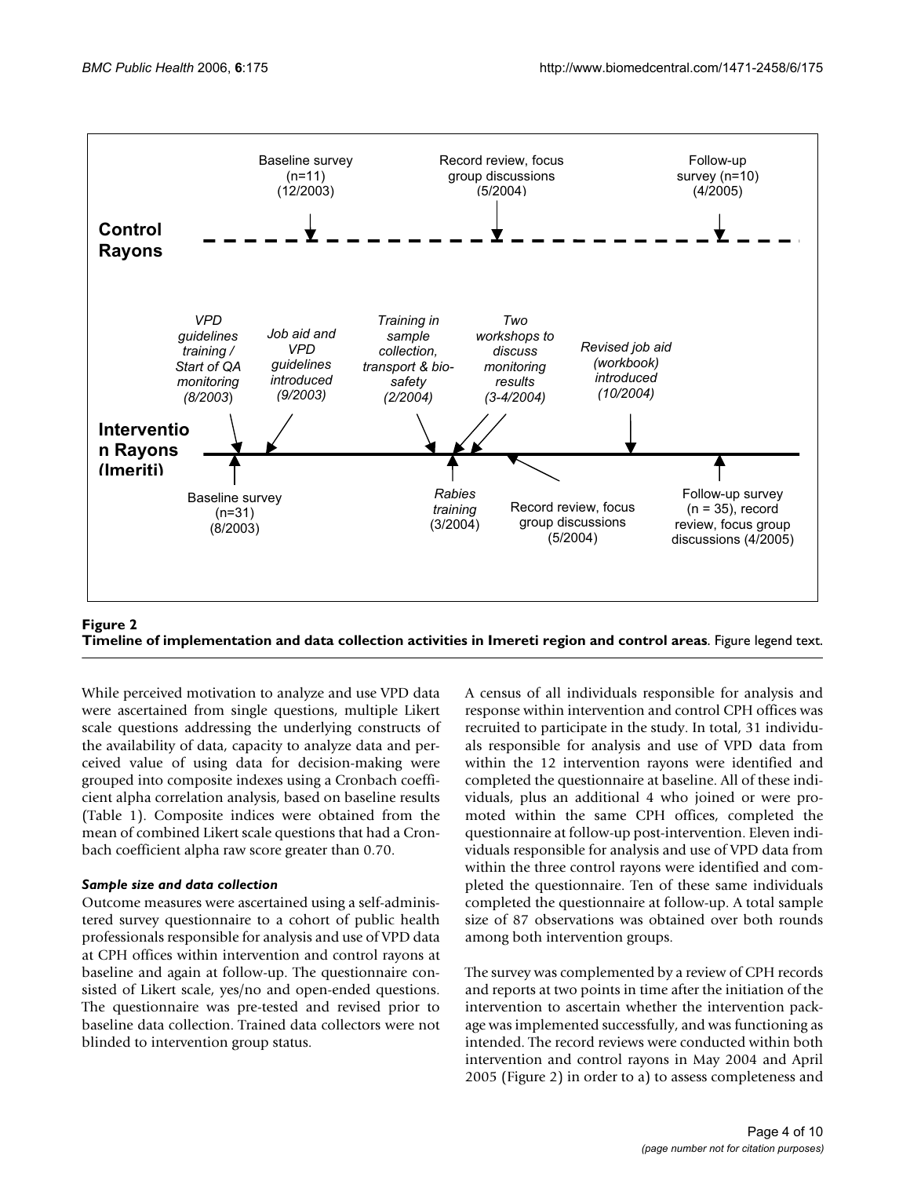**Figure 2**
**Timeline of implementation and data collection activities in Imereti region and control areas**. Figure legend text.

While perceived motivation to analyze and use VPD data were ascertained from single questions, multiple Likert scale questions addressing the underlying constructs of the availability of data, capacity to analyze data and perceived value of using data for decision-making were grouped into composite indexes using a Cronbach coefficient alpha correlation analysis, based on baseline results (Table 1). Composite indices were obtained from the mean of combined Likert scale questions that had a Cronbach coefficient alpha raw score greater than 0.70.

### *Sample size and data collection*

Outcome measures were ascertained using a self-administered survey questionnaire to a cohort of public health professionals responsible for analysis and use of VPD data at CPH offices within intervention and control rayons at baseline and again at follow-up. The questionnaire consisted of Likert scale, yes/no and open-ended questions. The questionnaire was pre-tested and revised prior to baseline data collection. Trained data collectors were not blinded to intervention group status.

A census of all individuals responsible for analysis and response within intervention and control CPH offices was recruited to participate in the study. In total, 31 individuals responsible for analysis and use of VPD data from within the 12 intervention rayons were identified and completed the questionnaire at baseline. All of these individuals, plus an additional 4 who joined or were promoted within the same CPH offices, completed the questionnaire at follow-up post-intervention. Eleven individuals responsible for analysis and use of VPD data from within the three control rayons were identified and completed the questionnaire. Ten of these same individuals completed the questionnaire at follow-up. A total sample size of 87 observations was obtained over both rounds among both intervention groups.

The survey was complemented by a review of CPH records and reports at two points in time after the initiation of the intervention to ascertain whether the intervention package was implemented successfully, and was functioning as intended. The record reviews were conducted within both intervention and control rayons in May 2004 and April 2005 (Figure 2) in order to a) to assess completeness and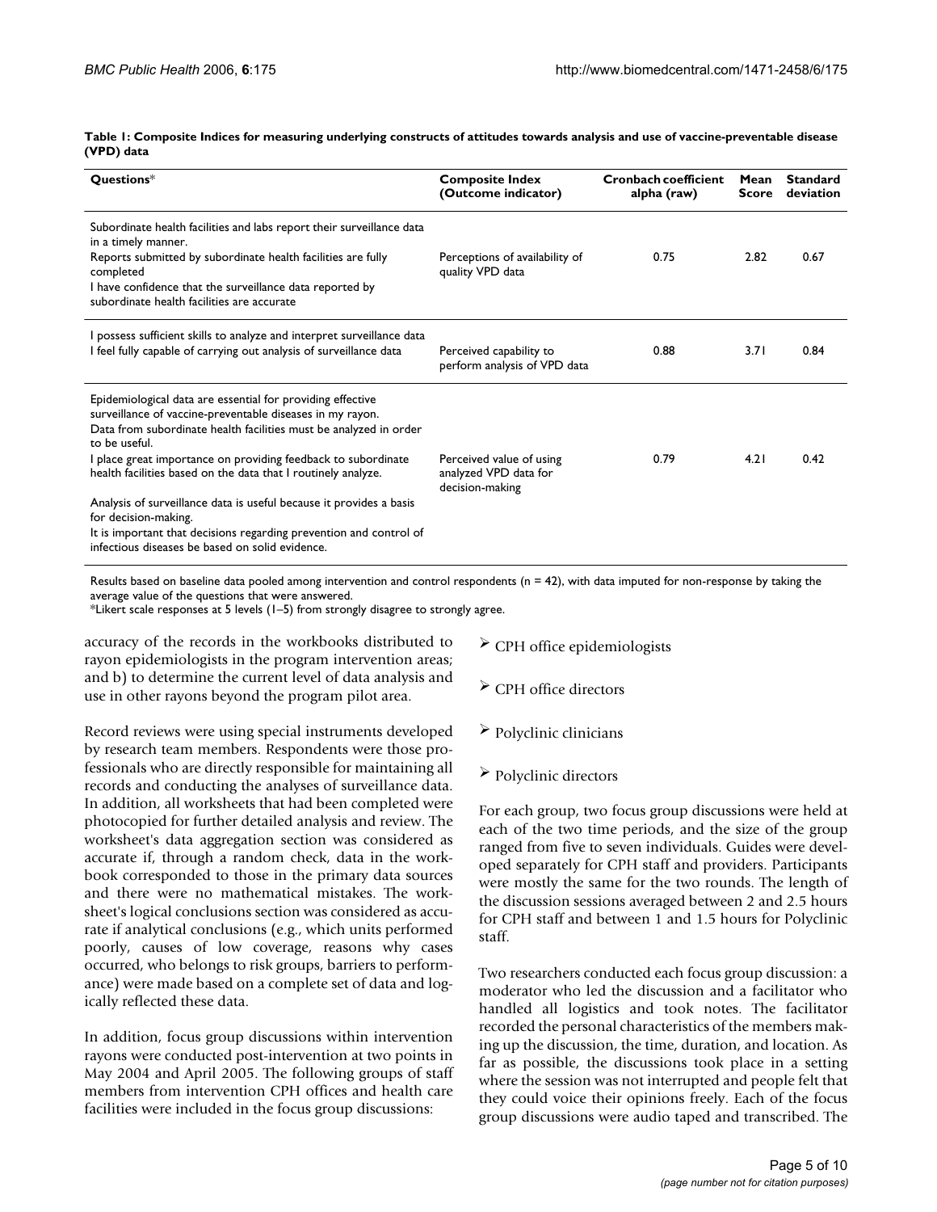**Table 1: Composite Indices for measuring underlying constructs of attitudes towards analysis and use of vaccine-preventable disease (VPD) data**

| Questions* | Composite Index (Outcome indicator) | Cronbach coefficient alpha (raw) | Mean Score | Standard deviation |
| --- | --- | --- | --- | --- |
| Subordinate health facilities and labs report their surveillance data in a timely manner. Reports submitted by subordinate health facilities are fully completed I have confidence that the surveillance data reported by subordinate health facilities are accurate | Perceptions of availability of quality VPD data | 0.75 | 2.82 | 0.67 |
| I possess sufficient skills to analyze and interpret surveillance data I feel fully capable of carrying out analysis of surveillance data | Perceived capability to perform analysis of VPD data | 0.88 | 3.71 | 0.84 |
| Epidemiological data are essential for providing effective surveillance of vaccine-preventable diseases in my rayon. Data from subordinate health facilities must be analyzed in order to be useful. I place great importance on providing feedback to subordinate health facilities based on the data that I routinely analyze. Analysis of surveillance data is useful because it provides a basis for decision-making. It is important that decisions regarding prevention and control of infectious diseases be based on solid evidence. | Perceived value of using analyzed VPD data for decision-making | 0.79 | 4.21 | 0.42 |

Results based on baseline data pooled among intervention and control respondents (n = 42), with data imputed for non-response by taking the average value of the questions that were answered.
*Likert scale responses at 5 levels (1–5) from strongly disagree to strongly agree.

accuracy of the records in the workbooks distributed to rayon epidemiologists in the program intervention areas; and b) to determine the current level of data analysis and use in other rayons beyond the program pilot area.

Record reviews were using special instruments developed by research team members. Respondents were those professionals who are directly responsible for maintaining all records and conducting the analyses of surveillance data. In addition, all worksheets that had been completed were photocopied for further detailed analysis and review. The worksheet's data aggregation section was considered as accurate if, through a random check, data in the workbook corresponded to those in the primary data sources and there were no mathematical mistakes. The worksheet's logical conclusions section was considered as accurate if analytical conclusions (e.g., which units performed poorly, causes of low coverage, reasons why cases occurred, who belongs to risk groups, barriers to performance) were made based on a complete set of data and logically reflected these data.

In addition, focus group discussions within intervention rayons were conducted post-intervention at two points in May 2004 and April 2005. The following groups of staff members from intervention CPH offices and health care facilities were included in the focus group discussions:

- CPH office epidemiologists
- CPH office directors
- Polyclinic clinicians
- Polyclinic directors

For each group, two focus group discussions were held at each of the two time periods, and the size of the group ranged from five to seven individuals. Guides were developed separately for CPH staff and providers. Participants were mostly the same for the two rounds. The length of the discussion sessions averaged between 2 and 2.5 hours for CPH staff and between 1 and 1.5 hours for Polyclinic staff.

Two researchers conducted each focus group discussion: a moderator who led the discussion and a facilitator who handled all logistics and took notes. The facilitator recorded the personal characteristics of the members making up the discussion, the time, duration, and location. As far as possible, the discussions took place in a setting where the session was not interrupted and people felt that they could voice their opinions freely. Each of the focus group discussions were audio taped and transcribed. The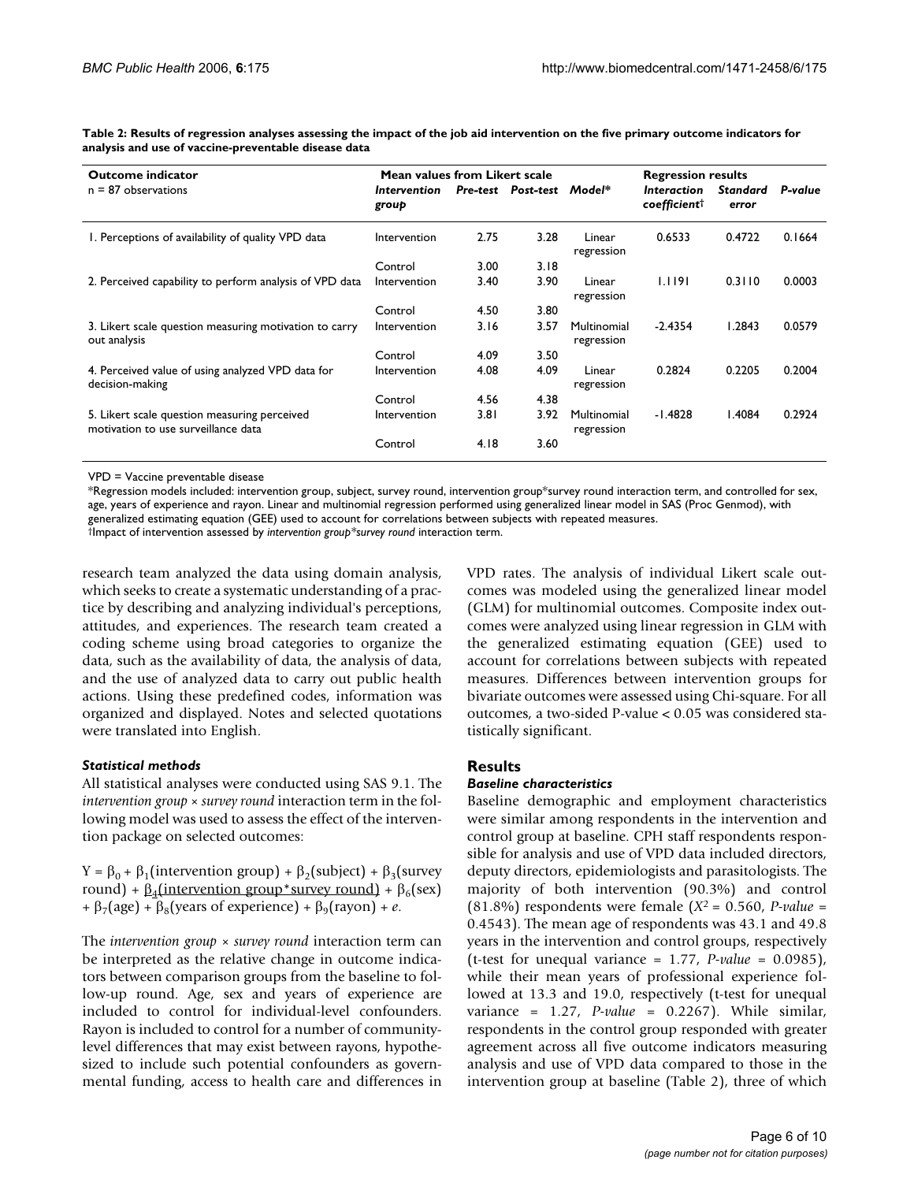**Table 2: Results of regression analyses assessing the impact of the job aid intervention on the five primary outcome indicators for analysis and use of vaccine-preventable disease data**

| Outcome indicator | Mean values from Likert scale | | | Model* | Regression results | | |
|---|---|---|---|---|---|---|---|
| n = 87 observations | *Intervention group* | *Pre-test* | *Post-test* | | *Interaction coefficient*† | *Standard error* | *P-value* |
| 1. Perceptions of availability of quality VPD data | Intervention | 2.75 | 3.28 | Linear regression | 0.6533 | 0.4722 | 0.1664 |
| | Control | 3.00 | 3.18 | | | | |
| 2. Perceived capability to perform analysis of VPD data | Intervention | 3.40 | 3.90 | Linear regression | 1.1191 | 0.3110 | 0.0003 |
| | Control | 4.50 | 3.80 | | | | |
| 3. Likert scale question measuring motivation to carry out analysis | Intervention | 3.16 | 3.57 | Multinomial regression | -2.4354 | 1.2843 | 0.0579 |
| | Control | 4.09 | 3.50 | | | | |
| 4. Perceived value of using analyzed VPD data for decision-making | Intervention | 4.08 | 4.09 | Linear regression | 0.2824 | 0.2205 | 0.2004 |
| | Control | 4.56 | 4.38 | | | | |
| 5. Likert scale question measuring perceived motivation to use surveillance data | Intervention | 3.81 | 3.92 | Multinomial regression | -1.4828 | 1.4084 | 0.2924 |
| | Control | 4.18 | 3.60 | | | | |

VPD = Vaccine preventable disease

*Regression models included: intervention group, subject, survey round, intervention group*survey round interaction term, and controlled for sex, age, years of experience and rayon. Linear and multinomial regression performed using generalized linear model in SAS (Proc Genmod), with generalized estimating equation (GEE) used to account for correlations between subjects with repeated measures.

†Impact of intervention assessed by *intervention group*survey round* interaction term.

research team analyzed the data using domain analysis, which seeks to create a systematic understanding of a practice by describing and analyzing individual's perceptions, attitudes, and experiences. The research team created a coding scheme using broad categories to organize the data, such as the availability of data, the analysis of data, and the use of analyzed data to carry out public health actions. Using these predefined codes, information was organized and displayed. Notes and selected quotations were translated into English.

### *Statistical methods*

All statistical analyses were conducted using SAS 9.1. The *intervention group × survey round* interaction term in the following model was used to assess the effect of the intervention package on selected outcomes:

$$Y = \beta_0 + \beta_1(\text{intervention group}) + \beta_2(\text{subject}) + \beta_3(\text{survey round}) + \underline{\beta_4(\text{intervention group*survey round})} + \beta_6(\text{sex}) + \beta_7(\text{age}) + \beta_8(\text{years of experience}) + \beta_9(\text{rayon}) + e.$$

The *intervention group × survey round* interaction term can be interpreted as the relative change in outcome indicators between comparison groups from the baseline to follow-up round. Age, sex and years of experience are included to control for individual-level confounders. Rayon is included to control for a number of community-level differences that may exist between rayons, hypothesized to include such potential confounders as governmental funding, access to health care and differences in VPD rates. The analysis of individual Likert scale outcomes was modeled using the generalized linear model (GLM) for multinomial outcomes. Composite index outcomes were analyzed using linear regression in GLM with the generalized estimating equation (GEE) used to account for correlations between subjects with repeated measures. Differences between intervention groups for bivariate outcomes were assessed using Chi-square. For all outcomes, a two-sided P-value < 0.05 was considered statistically significant.

## Results

### *Baseline characteristics*

Baseline demographic and employment characteristics were similar among respondents in the intervention and control group at baseline. CPH staff respondents responsible for analysis and use of VPD data included directors, deputy directors, epidemiologists and parasitologists. The majority of both intervention (90.3%) and control (81.8%) respondents were female ($X^2$ = 0.560, *P-value* = 0.4543). The mean age of respondents was 43.1 and 49.8 years in the intervention and control groups, respectively (t-test for unequal variance = 1.77, *P-value* = 0.0985), while their mean years of professional experience followed at 13.3 and 19.0, respectively (t-test for unequal variance = 1.27, *P-value* = 0.2267). While similar, respondents in the control group responded with greater agreement across all five outcome indicators measuring analysis and use of VPD data compared to those in the intervention group at baseline (Table 2), three of which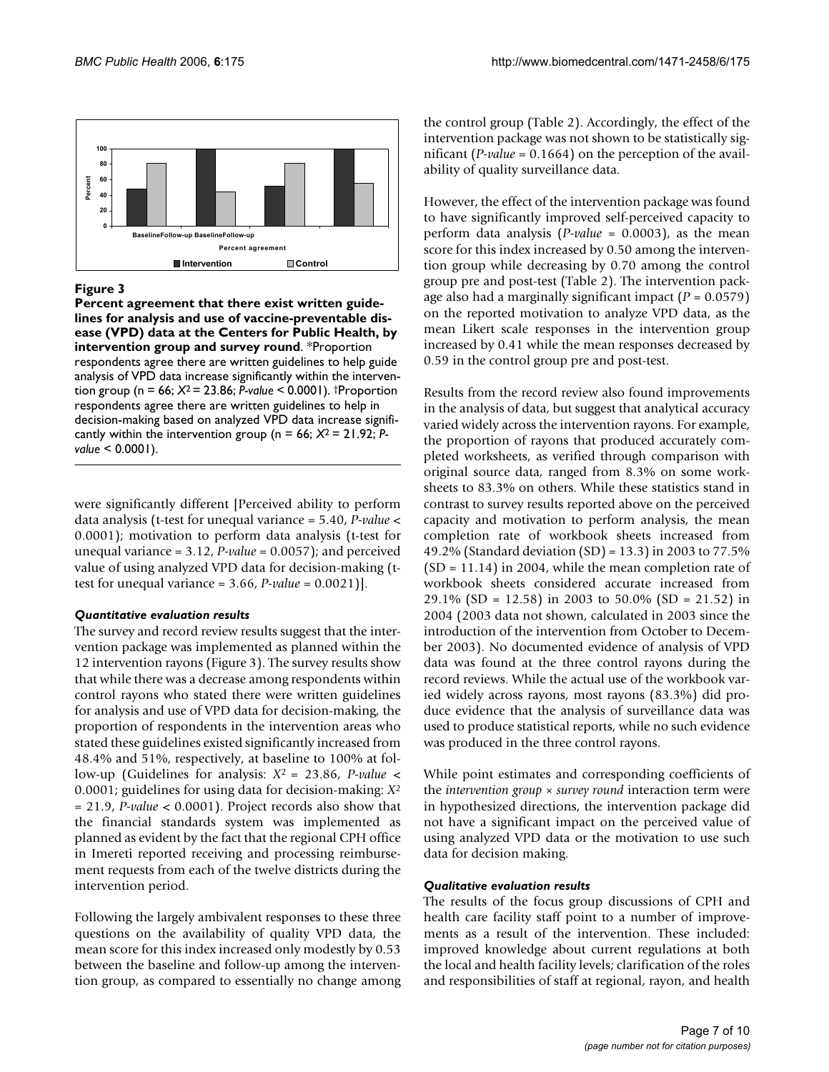**Figure 3**

**Percent agreement that there exist written guidelines for analysis and use of vaccine-preventable disease (VPD) data at the Centers for Public Health, by intervention group and survey round.** *Proportion respondents agree there are written guidelines to help guide analysis of VPD data increase significantly within the intervention group (n = 66; $X^2 = 23.86$; *P-value* < 0.0001). †Proportion respondents agree there are written guidelines to help in decision-making based on analyzed VPD data increase significantly within the intervention group (n = 66; $X^2 = 21.92$; *P-value* < 0.0001).

were significantly different [Perceived ability to perform data analysis (t-test for unequal variance = 5.40, *P-value* < 0.0001); motivation to perform data analysis (t-test for unequal variance = 3.12, *P-value* = 0.0057); and perceived value of using analyzed VPD data for decision-making (t-test for unequal variance = 3.66, *P-value* = 0.0021)].

### *Quantitative evaluation results*

The survey and record review results suggest that the intervention package was implemented as planned within the 12 intervention rayons (Figure 3). The survey results show that while there was a decrease among respondents within control rayons who stated there were written guidelines for analysis and use of VPD data for decision-making, the proportion of respondents in the intervention areas who stated these guidelines existed significantly increased from 48.4% and 51%, respectively, at baseline to 100% at follow-up (Guidelines for analysis: $X^2 = 23.86$, *P-value* < 0.0001; guidelines for using data for decision-making: $X^2 = 21.9$, *P-value* < 0.0001). Project records also show that the financial standards system was implemented as planned as evident by the fact that the regional CPH office in Imereti reported receiving and processing reimbursement requests from each of the twelve districts during the intervention period.

Following the largely ambivalent responses to these three questions on the availability of quality VPD data, the mean score for this index increased only modestly by 0.53 between the baseline and follow-up among the intervention group, as compared to essentially no change among the control group (Table 2). Accordingly, the effect of the intervention package was not shown to be statistically significant (*P-value* = 0.1664) on the perception of the availability of quality surveillance data.

However, the effect of the intervention package was found to have significantly improved self-perceived capacity to perform data analysis (*P-value* = 0.0003), as the mean score for this index increased by 0.50 among the intervention group while decreasing by 0.70 among the control group pre and post-test (Table 2). The intervention package also had a marginally significant impact ($P = 0.0579$) on the reported motivation to analyze VPD data, as the mean Likert scale responses in the intervention group increased by 0.41 while the mean responses decreased by 0.59 in the control group pre and post-test.

Results from the record review also found improvements in the analysis of data, but suggest that analytical accuracy varied widely across the intervention rayons. For example, the proportion of rayons that produced accurately completed worksheets, as verified through comparison with original source data, ranged from 8.3% on some worksheets to 83.3% on others. While these statistics stand in contrast to survey results reported above on the perceived capacity and motivation to perform analysis, the mean completion rate of workbook sheets increased from 49.2% (Standard deviation (SD) = 13.3) in 2003 to 77.5% (SD = 11.14) in 2004, while the mean completion rate of workbook sheets considered accurate increased from 29.1% (SD = 12.58) in 2003 to 50.0% (SD = 21.52) in 2004 (2003 data not shown, calculated in 2003 since the introduction of the intervention from October to December 2003). No documented evidence of analysis of VPD data was found at the three control rayons during the record reviews. While the actual use of the workbook varied widely across rayons, most rayons (83.3%) did produce evidence that the analysis of surveillance data was used to produce statistical reports, while no such evidence was produced in the three control rayons.

While point estimates and corresponding coefficients of the *intervention group × survey round* interaction term were in hypothesized directions, the intervention package did not have a significant impact on the perceived value of using analyzed VPD data or the motivation to use such data for decision making.

### *Qualitative evaluation results*

The results of the focus group discussions of CPH and health care facility staff point to a number of improvements as a result of the intervention. These included: improved knowledge about current regulations at both the local and health facility levels; clarification of the roles and responsibilities of staff at regional, rayon, and health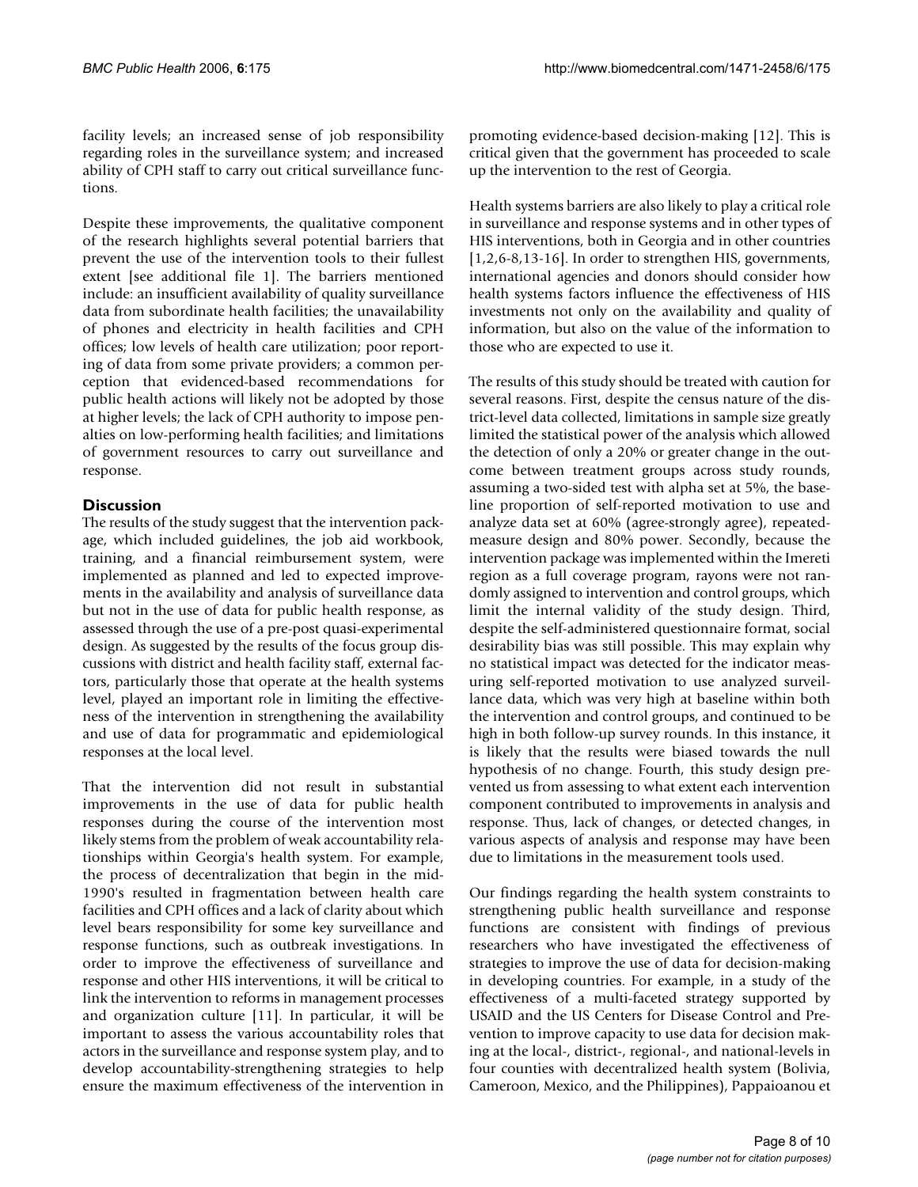facility levels; an increased sense of job responsibility regarding roles in the surveillance system; and increased ability of CPH staff to carry out critical surveillance functions.

Despite these improvements, the qualitative component of the research highlights several potential barriers that prevent the use of the intervention tools to their fullest extent [see additional file 1]. The barriers mentioned include: an insufficient availability of quality surveillance data from subordinate health facilities; the unavailability of phones and electricity in health facilities and CPH offices; low levels of health care utilization; poor reporting of data from some private providers; a common perception that evidenced-based recommendations for public health actions will likely not be adopted by those at higher levels; the lack of CPH authority to impose penalties on low-performing health facilities; and limitations of government resources to carry out surveillance and response.

## Discussion

The results of the study suggest that the intervention package, which included guidelines, the job aid workbook, training, and a financial reimbursement system, were implemented as planned and led to expected improvements in the availability and analysis of surveillance data but not in the use of data for public health response, as assessed through the use of a pre-post quasi-experimental design. As suggested by the results of the focus group discussions with district and health facility staff, external factors, particularly those that operate at the health systems level, played an important role in limiting the effectiveness of the intervention in strengthening the availability and use of data for programmatic and epidemiological responses at the local level.

That the intervention did not result in substantial improvements in the use of data for public health responses during the course of the intervention most likely stems from the problem of weak accountability relationships within Georgia's health system. For example, the process of decentralization that begin in the mid-1990's resulted in fragmentation between health care facilities and CPH offices and a lack of clarity about which level bears responsibility for some key surveillance and response functions, such as outbreak investigations. In order to improve the effectiveness of surveillance and response and other HIS interventions, it will be critical to link the intervention to reforms in management processes and organization culture [11]. In particular, it will be important to assess the various accountability roles that actors in the surveillance and response system play, and to develop accountability-strengthening strategies to help ensure the maximum effectiveness of the intervention in promoting evidence-based decision-making [12]. This is critical given that the government has proceeded to scale up the intervention to the rest of Georgia.

Health systems barriers are also likely to play a critical role in surveillance and response systems and in other types of HIS interventions, both in Georgia and in other countries [1,2,6-8,13-16]. In order to strengthen HIS, governments, international agencies and donors should consider how health systems factors influence the effectiveness of HIS investments not only on the availability and quality of information, but also on the value of the information to those who are expected to use it.

The results of this study should be treated with caution for several reasons. First, despite the census nature of the district-level data collected, limitations in sample size greatly limited the statistical power of the analysis which allowed the detection of only a 20% or greater change in the outcome between treatment groups across study rounds, assuming a two-sided test with alpha set at 5%, the baseline proportion of self-reported motivation to use and analyze data set at 60% (agree-strongly agree), repeated-measure design and 80% power. Secondly, because the intervention package was implemented within the Imereti region as a full coverage program, rayons were not randomly assigned to intervention and control groups, which limit the internal validity of the study design. Third, despite the self-administered questionnaire format, social desirability bias was still possible. This may explain why no statistical impact was detected for the indicator measuring self-reported motivation to use analyzed surveillance data, which was very high at baseline within both the intervention and control groups, and continued to be high in both follow-up survey rounds. In this instance, it is likely that the results were biased towards the null hypothesis of no change. Fourth, this study design prevented us from assessing to what extent each intervention component contributed to improvements in analysis and response. Thus, lack of changes, or detected changes, in various aspects of analysis and response may have been due to limitations in the measurement tools used.

Our findings regarding the health system constraints to strengthening public health surveillance and response functions are consistent with findings of previous researchers who have investigated the effectiveness of strategies to improve the use of data for decision-making in developing countries. For example, in a study of the effectiveness of a multi-faceted strategy supported by USAID and the US Centers for Disease Control and Prevention to improve capacity to use data for decision making at the local-, district-, regional-, and national-levels in four counties with decentralized health system (Bolivia, Cameroon, Mexico, and the Philippines), Pappaioanou et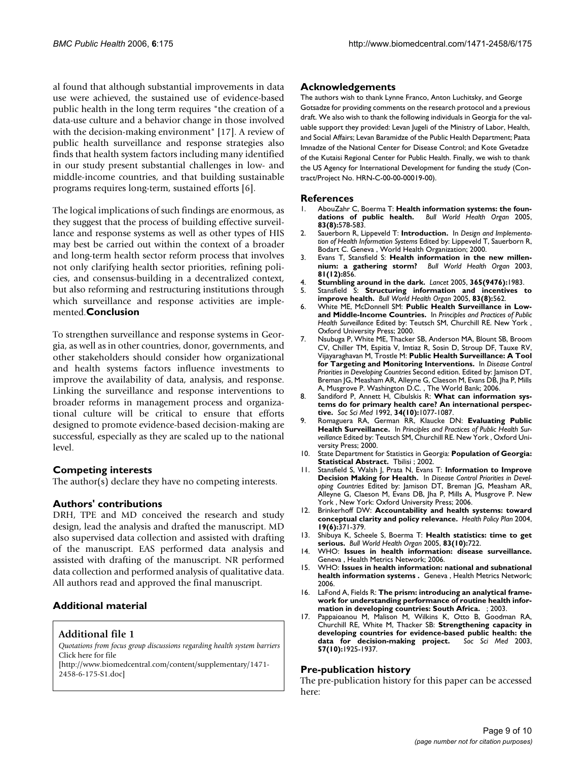al found that although substantial improvements in data use were achieved, the sustained use of evidence-based public health in the long term requires "the creation of a data-use culture and a behavior change in those involved with the decision-making environment" [17]. A review of public health surveillance and response strategies also finds that health system factors including many identified in our study present substantial challenges in low- and middle-income countries, and that building sustainable programs requires long-term, sustained efforts [6].

The logical implications of such findings are enormous, as they suggest that the process of building effective surveillance and response systems as well as other types of HIS may best be carried out within the context of a broader and long-term health sector reform process that involves not only clarifying health sector priorities, refining policies, and consensus-building in a decentralized context, but also reforming and restructuring institutions through which surveillance and response activities are implemented.

## Conclusion

To strengthen surveillance and response systems in Georgia, as well as in other countries, donor, governments, and other stakeholders should consider how organizational and health systems factors influence investments to improve the availability of data, analysis, and response. Linking the surveillance and response interventions to broader reforms in management process and organizational culture will be critical to ensure that efforts designed to promote evidence-based decision-making are successful, especially as they are scaled up to the national level.

## Competing interests

The author(s) declare they have no competing interests.

## Authors' contributions

DRH, TPE and MD conceived the research and study design, lead the analysis and drafted the manuscript. MD also supervised data collection and assisted with drafting of the manuscript. EAS performed data analysis and assisted with drafting of the manuscript. NR performed data collection and performed analysis of qualitative data. All authors read and approved the final manuscript.

## Additional material

**Additional file 1**

*Quotations from focus group discussions regarding health system barriers*
Click here for file
[http://www.biomedcentral.com/content/supplementary/1471-2458-6-175-S1.doc]

## Acknowledgements

The authors wish to thank Lynne Franco, Anton Luchitsky, and George Gotsadze for providing comments on the research protocol and a previous draft. We also wish to thank the following individuals in Georgia for the valuable support they provided: Levan Jugeli of the Ministry of Labor, Health, and Social Affairs; Levan Baramidze of the Public Health Department; Paata Imnadze of the National Center for Disease Control; and Kote Gvetadze of the Kutaisi Regional Center for Public Health. Finally, we wish to thank the US Agency for International Development for funding the study (Contract/Project No. HRN-C-00-00-00019-00).

## References

1. AbouZahr C, Boerma T: **Health information systems: the foundations of public health.** *Bull World Health Organ* 2005, **83(8):**578-583.
2. Sauerborn R, Lippeveld T: **Introduction.** In *Design and Implementation of Health Information Systems* Edited by: Lippeveld T, Sauerborn R, Bodart C. Geneva , World Health Organization; 2000.
3. Evans T, Stansfield S: **Health information in the new millennium: a gathering storm?** *Bull World Health Organ* 2003, **81(12):**856.
4. **Stumbling around in the dark.** *Lancet* 2005, **365(9476):**1983.
5. Stansfield S: **Structuring information and incentives to improve health.** *Bull World Health Organ* 2005, **83(8):**562.
6. White ME, McDonnell SM: **Public Health Surveillance in Low- and Middle-Income Countries.** In *Principles and Practices of Public Health Surveillance* Edited by: Teutsch SM, Churchill RE. New York , Oxford University Press; 2000.
7. Nsubuga P, White ME, Thacker SB, Anderson MA, Blount SB, Broom CV, Chiller TM, Espitia V, Imtiaz R, Sosin D, Stroup DF, Tauxe RV, Vijayaraghavan M, Trostle M: **Public Health Surveillance: A Tool for Targeting and Monitoring Interventions.** In *Disease Control Priorities in Developing Countries* Second edition. Edited by: Jamison DT, Breman JG, Measham AR, Alleyne G, Claeson M, Evans DB, Jha P, Mills A, Musgrove P. Washington D.C. , The World Bank; 2006.
8. Sandiford P, Annett H, Cibulskis R: **What can information systems do for primary health care? An international perspective.** *Soc Sci Med* 1992, **34(10):**1077-1087.
9. Romaguera RA, German RR, Klaucke DN: **Evaluating Public Health Surveillance.** In *Principles and Practices of Public Health Surveillance* Edited by: Teutsch SM, Churchill RE. New York , Oxford University Press; 2000.
10. State Department for Statistics in Georgia: **Population of Georgia: Statistical Abstract.** Tbilisi ; 2002.
11. Stansfield S, Walsh J, Prata N, Evans T: **Information to Improve Decision Making for Health.** In *Disease Control Priorities in Developing Countries* Edited by: Jamison DT, Breman JG, Measham AR, Alleyne G, Claeson M, Evans DB, Jha P, Mills A, Musgrove P. New York , New York: Oxford University Press; 2006.
12. Brinkerhoff DW: **Accountability and health systems: toward conceptual clarity and policy relevance.** *Health Policy Plan* 2004, **19(6):**371-379.
13. Shibuya K, Scheele S, Boerma T: **Health statistics: time to get serious.** *Bull World Health Organ* 2005, **83(10):**722.
14. WHO: **Issues in health information: disease surveillance.** Geneva , Health Metrics Network; 2006.
15. WHO: **Issues in health information: national and subnational health information systems .** Geneva , Health Metrics Network; 2006.
16. LaFond A, Fields R: **The prism: introducing an analytical framework for understanding performance of routine health information systems in developing countries: South Africa.** ; 2003.
17. Pappaioanou M, Malison M, Wilkins K, Otto B, Goodman RA, Churchill RE, White M, Thacker SB: **Strengthening capacity in developing countries for evidence-based public health: the data for decision-making project.** *Soc Sci Med* 2003, **57(10):**1925-1937.

## Pre-publication history

The pre-publication history for this paper can be accessed here: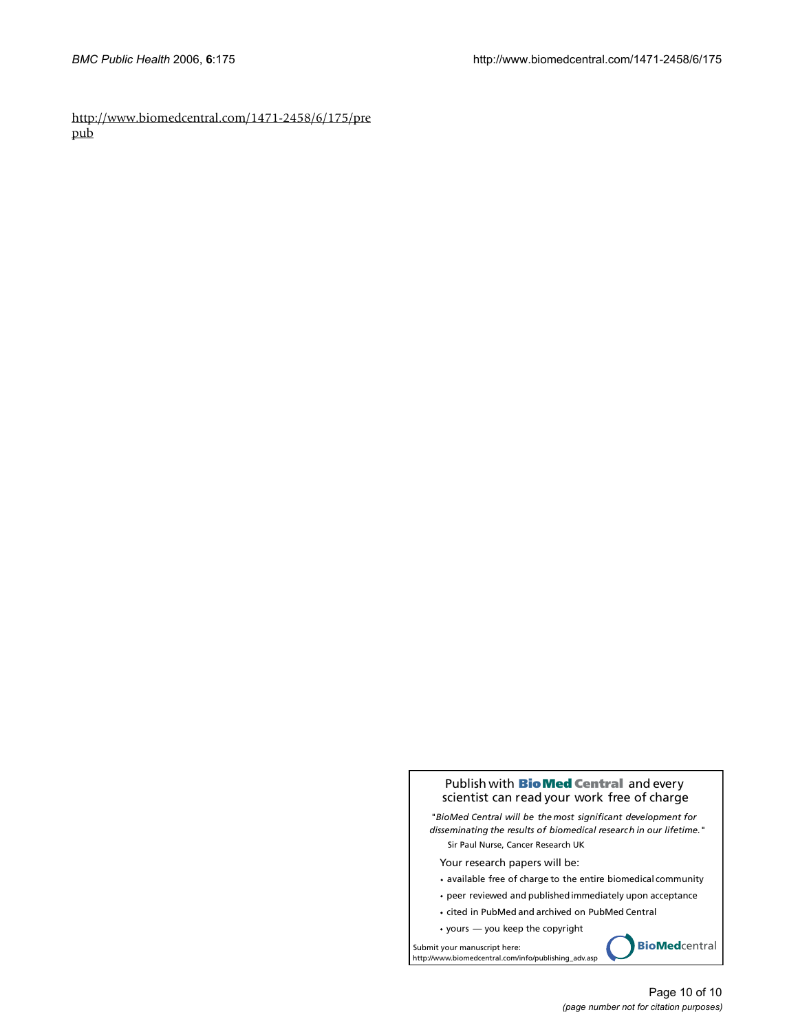http://www.biomedcentral.com/1471-2458/6/175/prepub

Publish with **BioMed Central** and every scientist can read your work free of charge

*"BioMed Central will be the most significant development for disseminating the results of biomedical research in our lifetime."*

Sir Paul Nurse, Cancer Research UK

Your research papers will be:

- available free of charge to the entire biomedical community
- peer reviewed and published immediately upon acceptance
- cited in PubMed and archived on PubMed Central
- yours — you keep the copyright

Submit your manuscript here:
http://www.biomedcentral.com/info/publishing_adv.asp

**BioMed**central